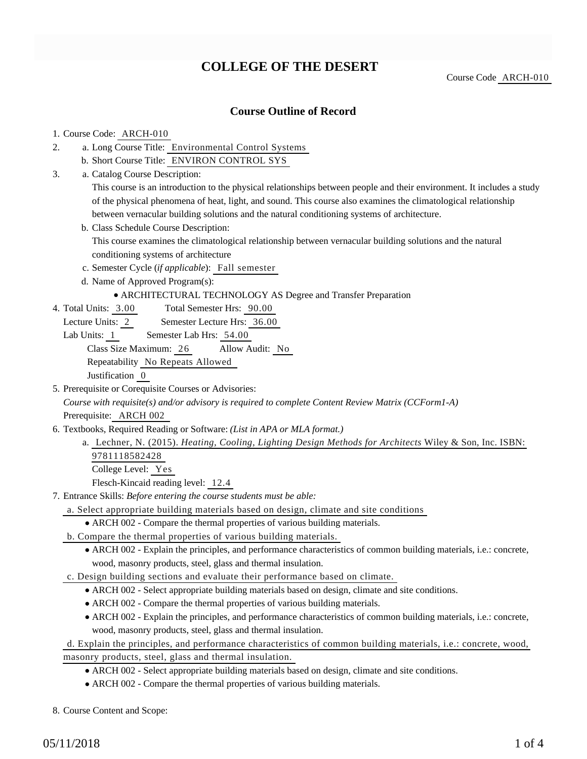# COLLEGE OF THE DESERT

Course Code ARCH-010

## Course Outline of Record

1. Course Code: ARCH-010
2. a. Long Course Title: Environmental Control Systems
   b. Short Course Title: ENVIRON CONTROL SYS
3. a. Catalog Course Description:
   This course is an introduction to the physical relationships between people and their environment. It includes a study of the physical phenomena of heat, light, and sound. This course also examines the climatological relationship between vernacular building solutions and the natural conditioning systems of architecture.
   b. Class Schedule Course Description:
   This course examines the climatological relationship between vernacular building solutions and the natural conditioning systems of architecture
   c. Semester Cycle (*if applicable*): Fall semester
   d. Name of Approved Program(s):
      - ARCHITECTURAL TECHNOLOGY AS Degree and Transfer Preparation
4. Total Units: 3.00 Total Semester Hrs: 90.00
   Lecture Units: 2 Semester Lecture Hrs: 36.00
   Lab Units: 1 Semester Lab Hrs: 54.00
   Class Size Maximum: 26 Allow Audit: No
   Repeatability No Repeats Allowed
   Justification 0
5. Prerequisite or Corequisite Courses or Advisories:
   *Course with requisite(s) and/or advisory is required to complete Content Review Matrix (CCForm1-A)*
   Prerequisite: ARCH 002
6. Textbooks, Required Reading or Software: *(List in APA or MLA format.)*
   a. Lechner, N. (2015). *Heating, Cooling, Lighting Design Methods for Architects* Wiley & Son, Inc. ISBN: 9781118582428
      College Level: Yes
      Flesch-Kincaid reading level: 12.4
7. Entrance Skills: *Before entering the course students must be able:*
   a. Select appropriate building materials based on design, climate and site conditions
      - ARCH 002 - Compare the thermal properties of various building materials.
   b. Compare the thermal properties of various building materials.
      - ARCH 002 - Explain the principles, and performance characteristics of common building materials, i.e.: concrete, wood, masonry products, steel, glass and thermal insulation.
   c. Design building sections and evaluate their performance based on climate.
      - ARCH 002 - Select appropriate building materials based on design, climate and site conditions.
      - ARCH 002 - Compare the thermal properties of various building materials.
      - ARCH 002 - Explain the principles, and performance characteristics of common building materials, i.e.: concrete, wood, masonry products, steel, glass and thermal insulation.
   d. Explain the principles, and performance characteristics of common building materials, i.e.: concrete, wood, masonry products, steel, glass and thermal insulation.
      - ARCH 002 - Select appropriate building materials based on design, climate and site conditions.
      - ARCH 002 - Compare the thermal properties of various building materials.
8. Course Content and Scope: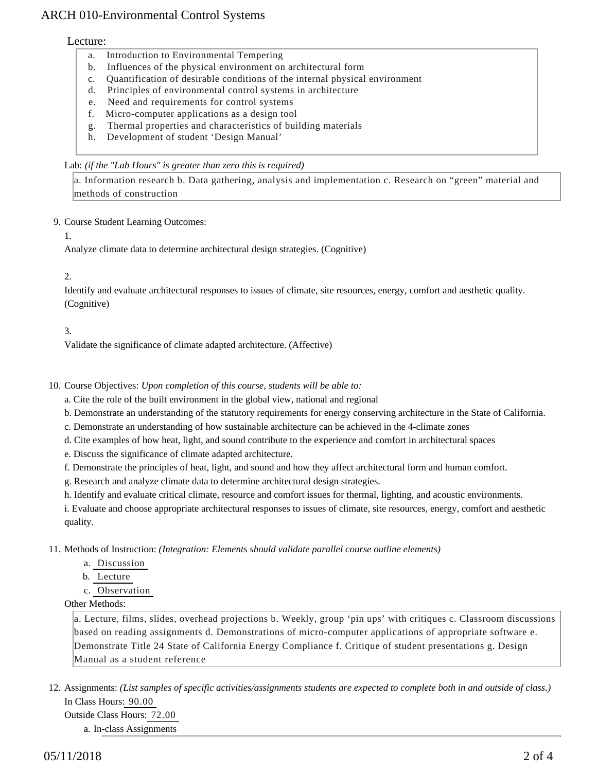Lecture:

a. Introduction to Environmental Tempering
b. Influences of the physical environment on architectural form
c. Quantification of desirable conditions of the internal physical environment
d. Principles of environmental control systems in architecture
e. Need and requirements for control systems
f. Micro-computer applications as a design tool
g. Thermal properties and characteristics of building materials
h. Development of student 'Design Manual'

Lab: *(if the "Lab Hours" is greater than zero this is required)*

a. Information research b. Data gathering, analysis and implementation c. Research on "green" material and methods of construction

9. Course Student Learning Outcomes:

   1.

   Analyze climate data to determine architectural design strategies. (Cognitive)

   2.

   Identify and evaluate architectural responses to issues of climate, site resources, energy, comfort and aesthetic quality. (Cognitive)

   3.

   Validate the significance of climate adapted architecture. (Affective)

10. Course Objectives: *Upon completion of this course, students will be able to:*

    a. Cite the role of the built environment in the global view, national and regional
    b. Demonstrate an understanding of the statutory requirements for energy conserving architecture in the State of California.
    c. Demonstrate an understanding of how sustainable architecture can be achieved in the 4-climate zones
    d. Cite examples of how heat, light, and sound contribute to the experience and comfort in architectural spaces
    e. Discuss the significance of climate adapted architecture.
    f. Demonstrate the principles of heat, light, and sound and how they affect architectural form and human comfort.
    g. Research and analyze climate data to determine architectural design strategies.
    h. Identify and evaluate critical climate, resource and comfort issues for thermal, lighting, and acoustic environments.
    i. Evaluate and choose appropriate architectural responses to issues of climate, site resources, energy, comfort and aesthetic quality.

11. Methods of Instruction: *(Integration: Elements should validate parallel course outline elements)*

    a. Discussion
    b. Lecture
    c. Observation

    Other Methods:

    a. Lecture, films, slides, overhead projections b. Weekly, group 'pin ups' with critiques c. Classroom discussions based on reading assignments d. Demonstrations of micro-computer applications of appropriate software e. Demonstrate Title 24 State of California Energy Compliance f. Critique of student presentations g. Design Manual as a student reference

12. Assignments: *(List samples of specific activities/assignments students are expected to complete both in and outside of class.)*

    In Class Hours: 90.00

    Outside Class Hours: 72.00

    a. In-class Assignments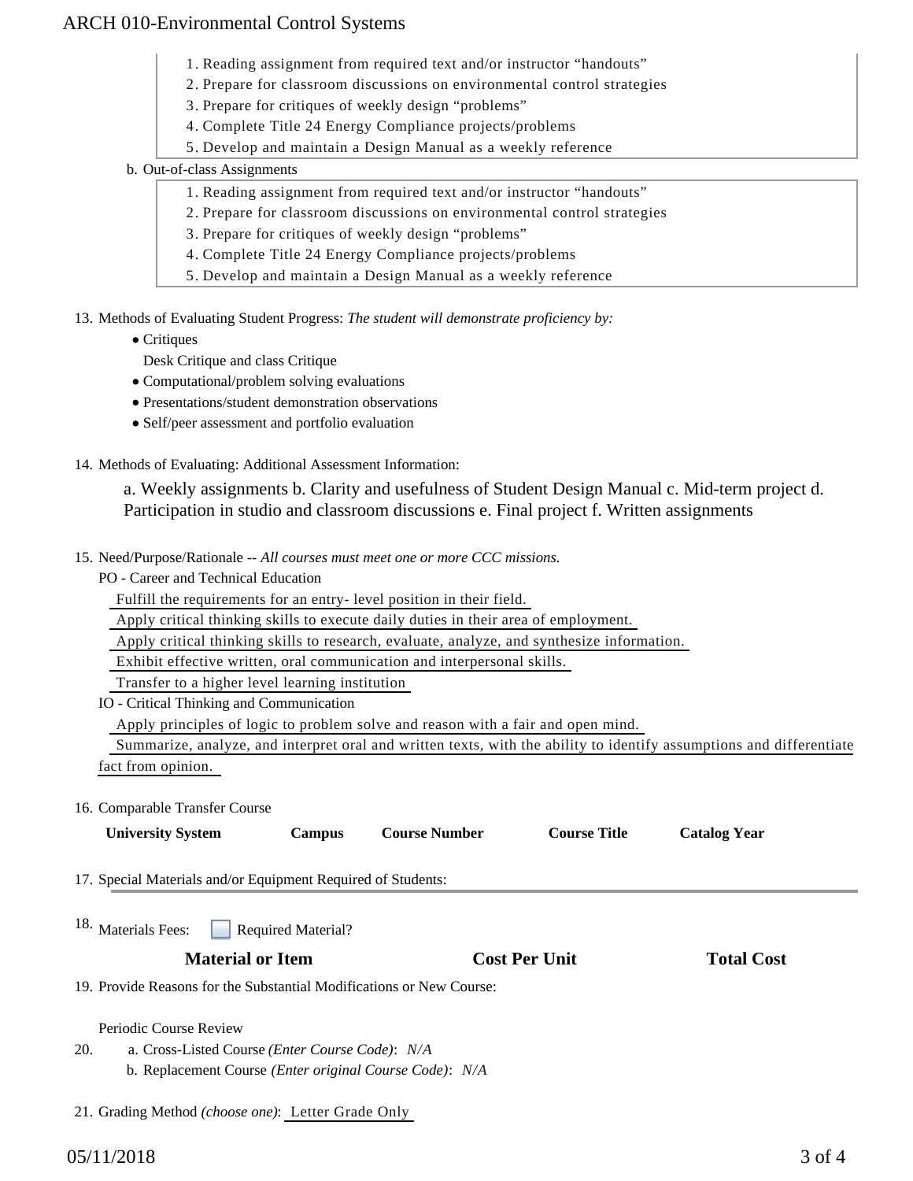1. Reading assignment from required text and/or instructor "handouts"
2. Prepare for classroom discussions on environmental control strategies
3. Prepare for critiques of weekly design "problems"
4. Complete Title 24 Energy Compliance projects/problems
5. Develop and maintain a Design Manual as a weekly reference

b. Out-of-class Assignments

1. Reading assignment from required text and/or instructor "handouts"
2. Prepare for classroom discussions on environmental control strategies
3. Prepare for critiques of weekly design "problems"
4. Complete Title 24 Energy Compliance projects/problems
5. Develop and maintain a Design Manual as a weekly reference

13. Methods of Evaluating Student Progress: *The student will demonstrate proficiency by:*

- Critiques

  Desk Critique and class Critique
- Computational/problem solving evaluations
- Presentations/student demonstration observations
- Self/peer assessment and portfolio evaluation

14. Methods of Evaluating: Additional Assessment Information:

a. Weekly assignments b. Clarity and usefulness of Student Design Manual c. Mid-term project d. Participation in studio and classroom discussions e. Final project f. Written assignments

15. Need/Purpose/Rationale -- *All courses must meet one or more CCC missions.*

PO - Career and Technical Education

Fulfill the requirements for an entry- level position in their field.

Apply critical thinking skills to execute daily duties in their area of employment.

Apply critical thinking skills to research, evaluate, analyze, and synthesize information.

Exhibit effective written, oral communication and interpersonal skills.

Transfer to a higher level learning institution

IO - Critical Thinking and Communication

Apply principles of logic to problem solve and reason with a fair and open mind.

Summarize, analyze, and interpret oral and written texts, with the ability to identify assumptions and differentiate fact from opinion.

16. Comparable Transfer Course

| University System | Campus | Course Number | Course Title | Catalog Year |
|---|---|---|---|---|

17. Special Materials and/or Equipment Required of Students:

18. Materials Fees: ☐ Required Material?

| Material or Item | Cost Per Unit | Total Cost |
|---|---|---|

19. Provide Reasons for the Substantial Modifications or New Course:

Periodic Course Review

20. a. Cross-Listed Course *(Enter Course Code)*: *N/A*

b. Replacement Course *(Enter original Course Code)*: *N/A*

21. Grading Method *(choose one)*: Letter Grade Only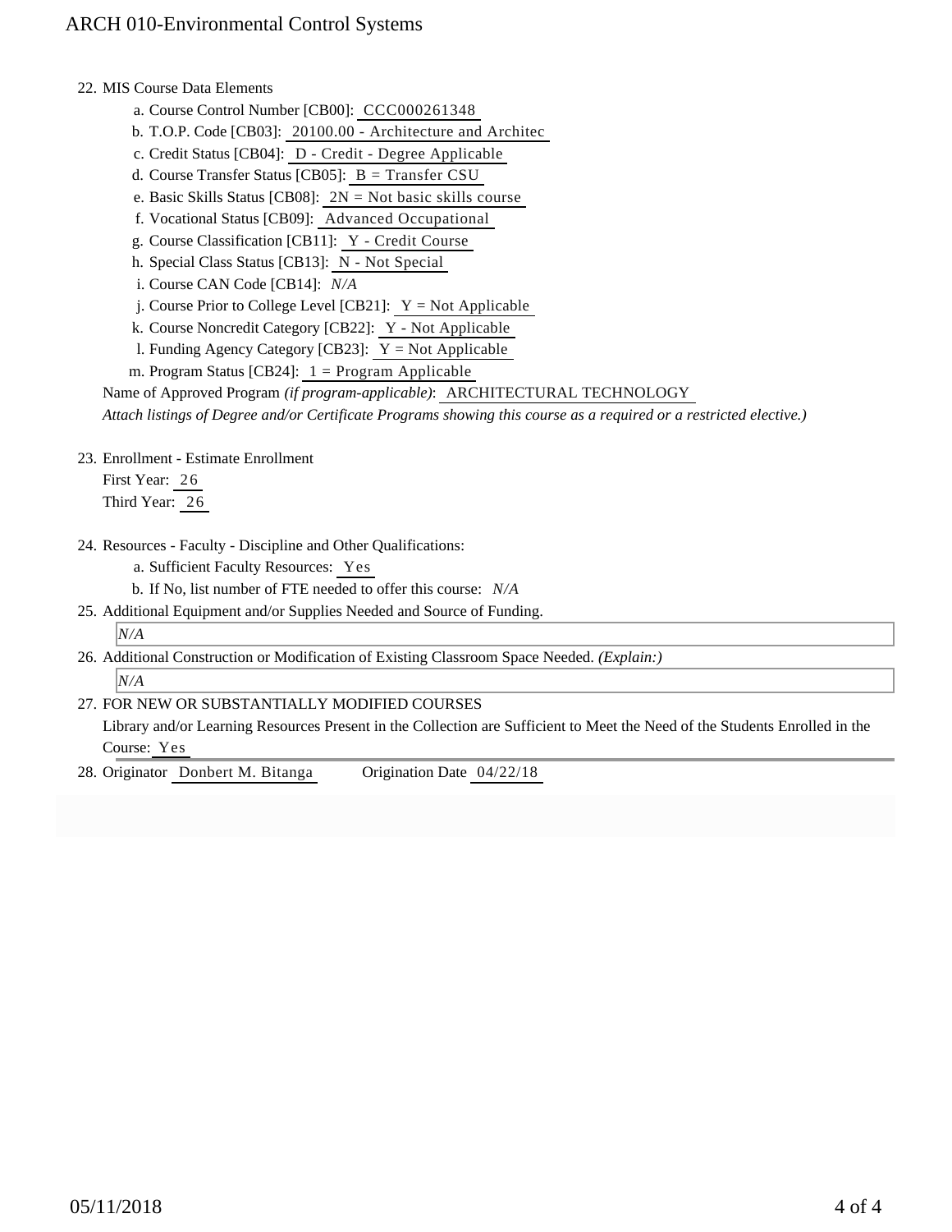22. MIS Course Data Elements
    a. Course Control Number [CB00]: CCC000261348
    b. T.O.P. Code [CB03]: 20100.00 - Architecture and Architec
    c. Credit Status [CB04]: D - Credit - Degree Applicable
    d. Course Transfer Status [CB05]: B = Transfer CSU
    e. Basic Skills Status [CB08]: 2N = Not basic skills course
    f. Vocational Status [CB09]: Advanced Occupational
    g. Course Classification [CB11]: Y - Credit Course
    h. Special Class Status [CB13]: N - Not Special
    i. Course CAN Code [CB14]: *N/A*
    j. Course Prior to College Level [CB21]: Y = Not Applicable
    k. Course Noncredit Category [CB22]: Y - Not Applicable
    l. Funding Agency Category [CB23]: Y = Not Applicable
    m. Program Status [CB24]: 1 = Program Applicable

    Name of Approved Program *(if program-applicable)*: ARCHITECTURAL TECHNOLOGY

    *Attach listings of Degree and/or Certificate Programs showing this course as a required or a restricted elective.)*

23. Enrollment - Estimate Enrollment

    First Year: 26

    Third Year: 26

24. Resources - Faculty - Discipline and Other Qualifications:
    a. Sufficient Faculty Resources: Yes
    b. If No, list number of FTE needed to offer this course: *N/A*

25. Additional Equipment and/or Supplies Needed and Source of Funding.

    *N/A*

26. Additional Construction or Modification of Existing Classroom Space Needed. *(Explain:)*

    *N/A*

27. FOR NEW OR SUBSTANTIALLY MODIFIED COURSES

    Library and/or Learning Resources Present in the Collection are Sufficient to Meet the Need of the Students Enrolled in the Course: Yes

28. Originator Donbert M. Bitanga Origination Date 04/22/18